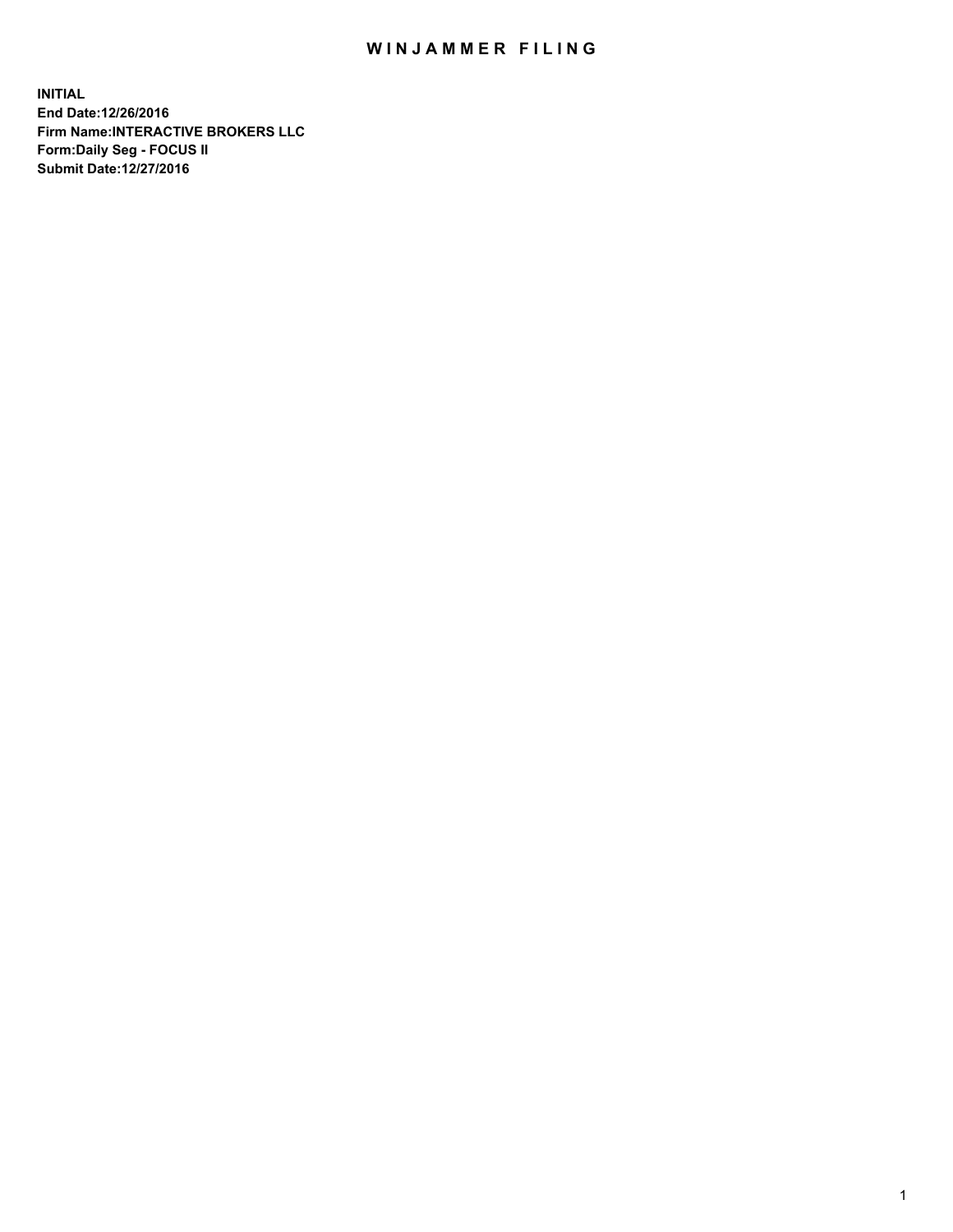# WINJAMMER FILING

**INITIAL**
**End Date:12/26/2016**
**Firm Name:INTERACTIVE BROKERS LLC**
**Form:Daily Seg - FOCUS II**
**Submit Date:12/27/2016**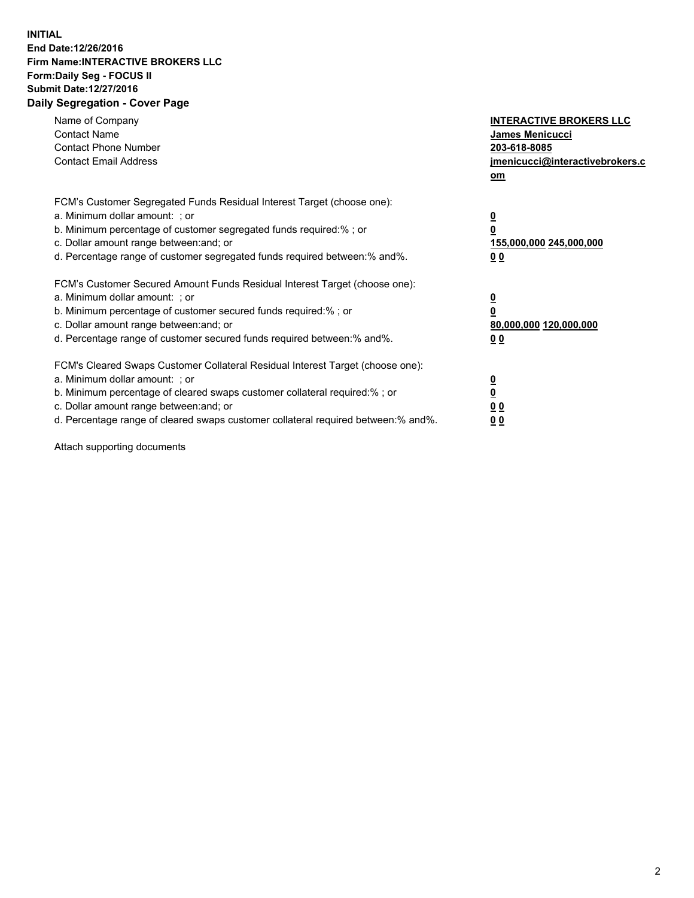**INITIAL**
**End Date:12/26/2016**
**Firm Name:INTERACTIVE BROKERS LLC**
**Form:Daily Seg - FOCUS II**
**Submit Date:12/27/2016**
**Daily Segregation - Cover Page**

| | |
|---|---|
| Name of Company | **INTERACTIVE BROKERS LLC** |
| Contact Name | **James Menicucci** |
| Contact Phone Number | **203-618-8085** |
| Contact Email Address | **jmenicucci@interactivebrokers.com** |

FCM's Customer Segregated Funds Residual Interest Target (choose one):

| | |
|---|---|
| a. Minimum dollar amount: ; or | **0** |
| b. Minimum percentage of customer segregated funds required:% ; or | **0** |
| c. Dollar amount range between:and; or | **155,000,000 245,000,000** |
| d. Percentage range of customer segregated funds required between:% and%. | **0 0** |

FCM's Customer Secured Amount Funds Residual Interest Target (choose one):

| | |
|---|---|
| a. Minimum dollar amount: ; or | **0** |
| b. Minimum percentage of customer secured funds required:% ; or | **0** |
| c. Dollar amount range between:and; or | **80,000,000 120,000,000** |
| d. Percentage range of customer secured funds required between:% and%. | **0 0** |

FCM's Cleared Swaps Customer Collateral Residual Interest Target (choose one):

| | |
|---|---|
| a. Minimum dollar amount: ; or | **0** |
| b. Minimum percentage of cleared swaps customer collateral required:% ; or | **0** |
| c. Dollar amount range between:and; or | **0 0** |
| d. Percentage range of cleared swaps customer collateral required between:% and%. | **0 0** |

Attach supporting documents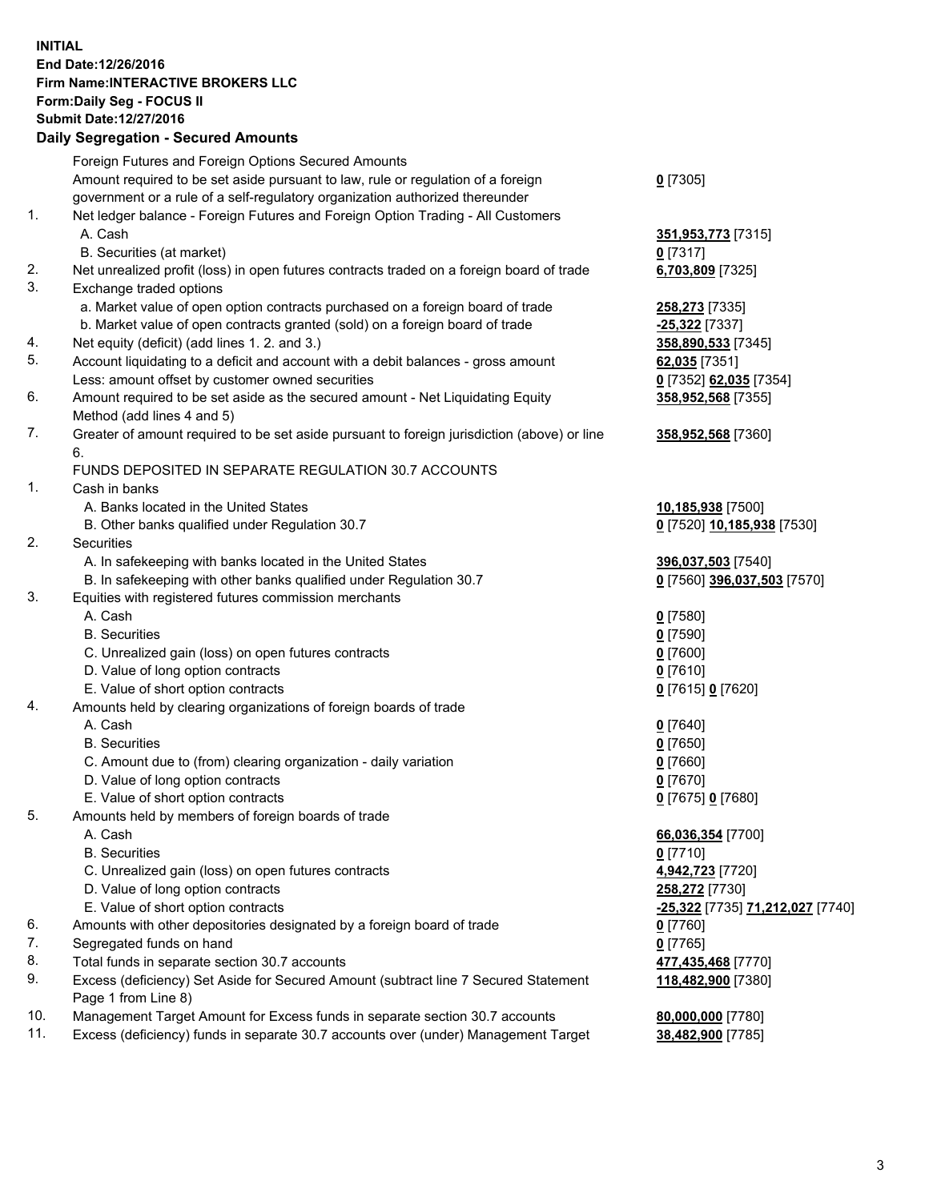**INITIAL**
**End Date:12/26/2016**
**Firm Name:INTERACTIVE BROKERS LLC**
**Form:Daily Seg - FOCUS II**
**Submit Date:12/27/2016**
**Daily Segregation - Secured Amounts**

| | | |
|---|---|---|
| | Foreign Futures and Foreign Options Secured Amounts | |
| | Amount required to be set aside pursuant to law, rule or regulation of a foreign government or a rule of a self-regulatory organization authorized thereunder | **0** [7305] |
| 1. | Net ledger balance - Foreign Futures and Foreign Option Trading - All Customers | |
| | A. Cash | **351,953,773** [7315] |
| | B. Securities (at market) | **0** [7317] |
| 2. | Net unrealized profit (loss) in open futures contracts traded on a foreign board of trade | **6,703,809** [7325] |
| 3. | Exchange traded options | |
| | a. Market value of open option contracts purchased on a foreign board of trade | **258,273** [7335] |
| | b. Market value of open contracts granted (sold) on a foreign board of trade | **-25,322** [7337] |
| 4. | Net equity (deficit) (add lines 1. 2. and 3.) | **358,890,533** [7345] |
| 5. | Account liquidating to a deficit and account with a debit balances - gross amount | **62,035** [7351] |
| | Less: amount offset by customer owned securities | **0** [7352] **62,035** [7354] |
| 6. | Amount required to be set aside as the secured amount - Net Liquidating Equity Method (add lines 4 and 5) | **358,952,568** [7355] |
| 7. | Greater of amount required to be set aside pursuant to foreign jurisdiction (above) or line 6. | **358,952,568** [7360] |
| | FUNDS DEPOSITED IN SEPARATE REGULATION 30.7 ACCOUNTS | |
| 1. | Cash in banks | |
| | A. Banks located in the United States | **10,185,938** [7500] |
| | B. Other banks qualified under Regulation 30.7 | **0** [7520] **10,185,938** [7530] |
| 2. | Securities | |
| | A. In safekeeping with banks located in the United States | **396,037,503** [7540] |
| | B. In safekeeping with other banks qualified under Regulation 30.7 | **0** [7560] **396,037,503** [7570] |
| 3. | Equities with registered futures commission merchants | |
| | A. Cash | **0** [7580] |
| | B. Securities | **0** [7590] |
| | C. Unrealized gain (loss) on open futures contracts | **0** [7600] |
| | D. Value of long option contracts | **0** [7610] |
| | E. Value of short option contracts | **0** [7615] **0** [7620] |
| 4. | Amounts held by clearing organizations of foreign boards of trade | |
| | A. Cash | **0** [7640] |
| | B. Securities | **0** [7650] |
| | C. Amount due to (from) clearing organization - daily variation | **0** [7660] |
| | D. Value of long option contracts | **0** [7670] |
| | E. Value of short option contracts | **0** [7675] **0** [7680] |
| 5. | Amounts held by members of foreign boards of trade | |
| | A. Cash | **66,036,354** [7700] |
| | B. Securities | **0** [7710] |
| | C. Unrealized gain (loss) on open futures contracts | **4,942,723** [7720] |
| | D. Value of long option contracts | **258,272** [7730] |
| | E. Value of short option contracts | **-25,322** [7735] **71,212,027** [7740] |
| 6. | Amounts with other depositories designated by a foreign board of trade | **0** [7760] |
| 7. | Segregated funds on hand | **0** [7765] |
| 8. | Total funds in separate section 30.7 accounts | **477,435,468** [7770] |
| 9. | Excess (deficiency) Set Aside for Secured Amount (subtract line 7 Secured Statement Page 1 from Line 8) | **118,482,900** [7380] |
| 10. | Management Target Amount for Excess funds in separate section 30.7 accounts | **80,000,000** [7780] |
| 11. | Excess (deficiency) funds in separate 30.7 accounts over (under) Management Target | **38,482,900** [7785] |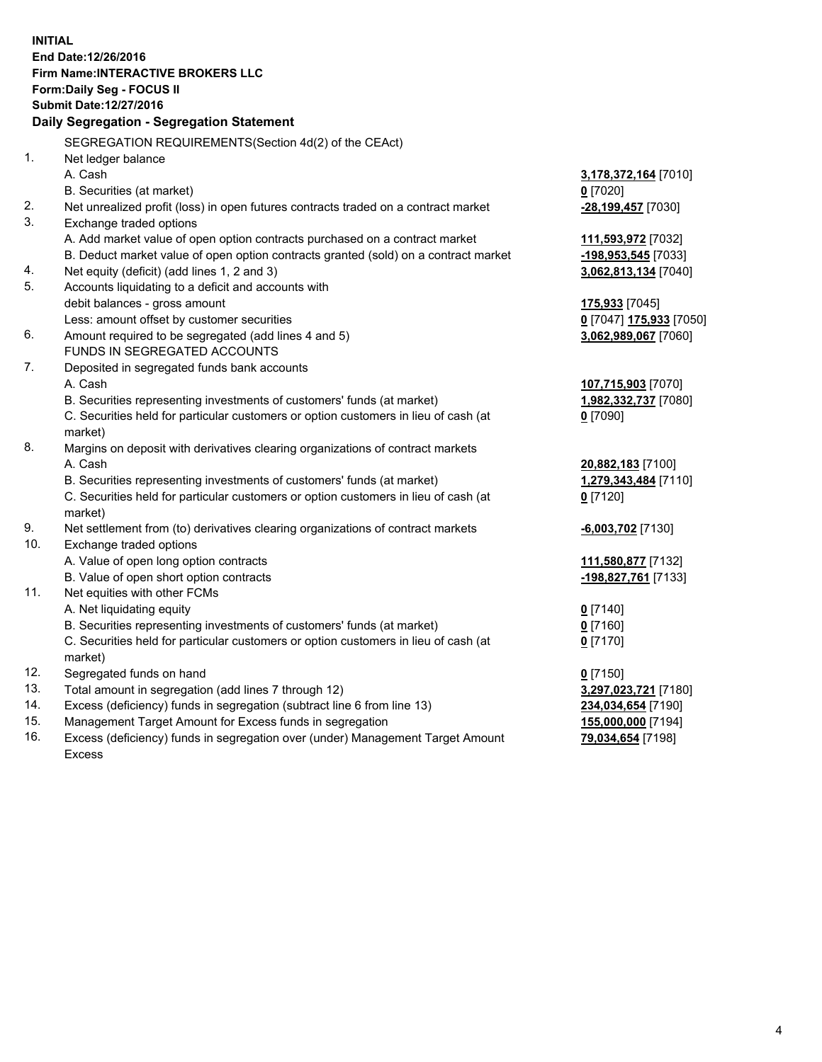**INITIAL**
**End Date:12/26/2016**
**Firm Name:INTERACTIVE BROKERS LLC**
**Form:Daily Seg - FOCUS II**
**Submit Date:12/27/2016**

## Daily Segregation - Segregation Statement

| | | |
|---|---|---|
| | SEGREGATION REQUIREMENTS(Section 4d(2) of the CEAct) | |
| 1. | Net ledger balance | |
| | A. Cash | **3,178,372,164** [7010] |
| | B. Securities (at market) | **0** [7020] |
| 2. | Net unrealized profit (loss) in open futures contracts traded on a contract market | **-28,199,457** [7030] |
| 3. | Exchange traded options | |
| | A. Add market value of open option contracts purchased on a contract market | **111,593,972** [7032] |
| | B. Deduct market value of open option contracts granted (sold) on a contract market | **-198,953,545** [7033] |
| 4. | Net equity (deficit) (add lines 1, 2 and 3) | **3,062,813,134** [7040] |
| 5. | Accounts liquidating to a deficit and accounts with | |
| | debit balances - gross amount | **175,933** [7045] |
| | Less: amount offset by customer securities | **0** [7047] **175,933** [7050] |
| 6. | Amount required to be segregated (add lines 4 and 5) | **3,062,989,067** [7060] |
| | FUNDS IN SEGREGATED ACCOUNTS | |
| 7. | Deposited in segregated funds bank accounts | |
| | A. Cash | **107,715,903** [7070] |
| | B. Securities representing investments of customers' funds (at market) | **1,982,332,737** [7080] |
| | C. Securities held for particular customers or option customers in lieu of cash (at market) | **0** [7090] |
| 8. | Margins on deposit with derivatives clearing organizations of contract markets | |
| | A. Cash | **20,882,183** [7100] |
| | B. Securities representing investments of customers' funds (at market) | **1,279,343,484** [7110] |
| | C. Securities held for particular customers or option customers in lieu of cash (at market) | **0** [7120] |
| 9. | Net settlement from (to) derivatives clearing organizations of contract markets | **-6,003,702** [7130] |
| 10. | Exchange traded options | |
| | A. Value of open long option contracts | **111,580,877** [7132] |
| | B. Value of open short option contracts | **-198,827,761** [7133] |
| 11. | Net equities with other FCMs | |
| | A. Net liquidating equity | **0** [7140] |
| | B. Securities representing investments of customers' funds (at market) | **0** [7160] |
| | C. Securities held for particular customers or option customers in lieu of cash (at market) | **0** [7170] |
| 12. | Segregated funds on hand | **0** [7150] |
| 13. | Total amount in segregation (add lines 7 through 12) | **3,297,023,721** [7180] |
| 14. | Excess (deficiency) funds in segregation (subtract line 6 from line 13) | **234,034,654** [7190] |
| 15. | Management Target Amount for Excess funds in segregation | **155,000,000** [7194] |
| 16. | Excess (deficiency) funds in segregation over (under) Management Target Amount Excess | **79,034,654** [7198] |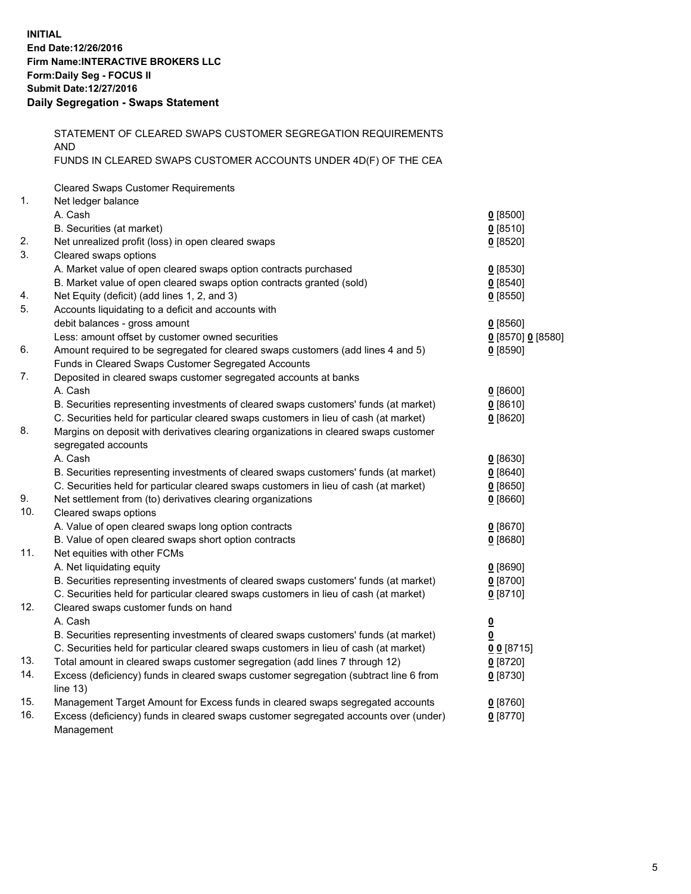**INITIAL**
**End Date:12/26/2016**
**Firm Name:INTERACTIVE BROKERS LLC**
**Form:Daily Seg - FOCUS II**
**Submit Date:12/27/2016**
**Daily Segregation - Swaps Statement**

STATEMENT OF CLEARED SWAPS CUSTOMER SEGREGATION REQUIREMENTS AND FUNDS IN CLEARED SWAPS CUSTOMER ACCOUNTS UNDER 4D(F) OF THE CEA

| | | |
|---|---|---|
| | Cleared Swaps Customer Requirements | |
| 1. | Net ledger balance | |
| | A. Cash | 0 [8500] |
| | B. Securities (at market) | 0 [8510] |
| 2. | Net unrealized profit (loss) in open cleared swaps | 0 [8520] |
| 3. | Cleared swaps options | |
| | A. Market value of open cleared swaps option contracts purchased | 0 [8530] |
| | B. Market value of open cleared swaps option contracts granted (sold) | 0 [8540] |
| 4. | Net Equity (deficit) (add lines 1, 2, and 3) | 0 [8550] |
| 5. | Accounts liquidating to a deficit and accounts with debit balances - gross amount | 0 [8560] |
| | Less: amount offset by customer owned securities | 0 [8570] 0 [8580] |
| 6. | Amount required to be segregated for cleared swaps customers (add lines 4 and 5) | 0 [8590] |
| | Funds in Cleared Swaps Customer Segregated Accounts | |
| 7. | Deposited in cleared swaps customer segregated accounts at banks | |
| | A. Cash | 0 [8600] |
| | B. Securities representing investments of cleared swaps customers' funds (at market) | 0 [8610] |
| | C. Securities held for particular cleared swaps customers in lieu of cash (at market) | 0 [8620] |
| 8. | Margins on deposit with derivatives clearing organizations in cleared swaps customer segregated accounts | |
| | A. Cash | 0 [8630] |
| | B. Securities representing investments of cleared swaps customers' funds (at market) | 0 [8640] |
| | C. Securities held for particular cleared swaps customers in lieu of cash (at market) | 0 [8650] |
| 9. | Net settlement from (to) derivatives clearing organizations | 0 [8660] |
| 10. | Cleared swaps options | |
| | A. Value of open cleared swaps long option contracts | 0 [8670] |
| | B. Value of open cleared swaps short option contracts | 0 [8680] |
| 11. | Net equities with other FCMs | |
| | A. Net liquidating equity | 0 [8690] |
| | B. Securities representing investments of cleared swaps customers' funds (at market) | 0 [8700] |
| | C. Securities held for particular cleared swaps customers in lieu of cash (at market) | 0 [8710] |
| 12. | Cleared swaps customer funds on hand | |
| | A. Cash | 0 |
| | B. Securities representing investments of cleared swaps customers' funds (at market) | 0 |
| | C. Securities held for particular cleared swaps customers in lieu of cash (at market) | 0 0 [8715] |
| 13. | Total amount in cleared swaps customer segregation (add lines 7 through 12) | 0 [8720] |
| 14. | Excess (deficiency) funds in cleared swaps customer segregation (subtract line 6 from line 13) | 0 [8730] |
| 15. | Management Target Amount for Excess funds in cleared swaps segregated accounts | 0 [8760] |
| 16. | Excess (deficiency) funds in cleared swaps customer segregated accounts over (under) Management | 0 [8770] |